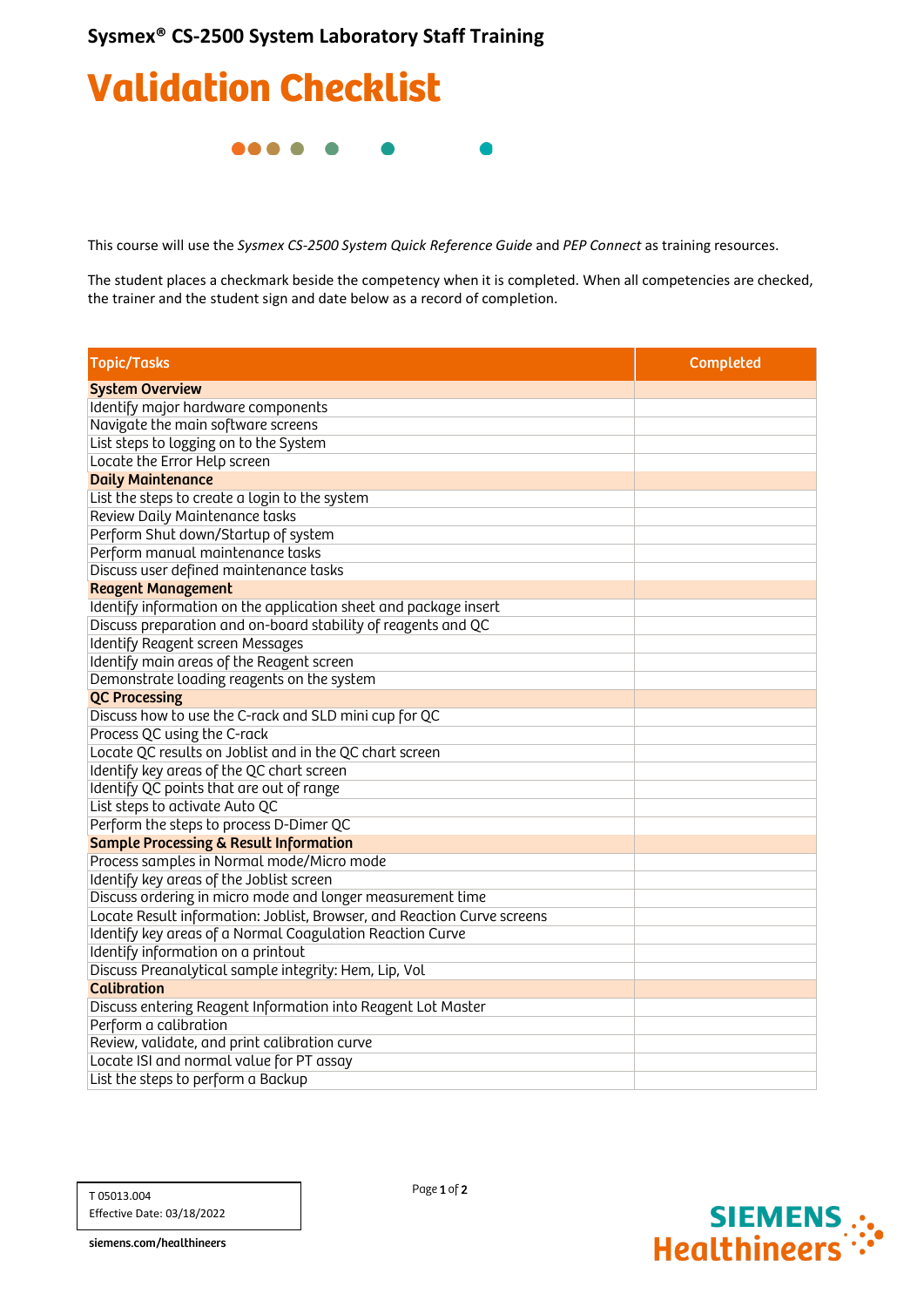**Sysmex® CS-2500 System Laboratory Staff Training**

# Validation Checklist

This course will use the *Sysmex CS-2500 System Quick Reference Guide* and *PEP Connect* as training resources.

The student places a checkmark beside the competency when it is completed. When all competencies are checked, the trainer and the student sign and date below as a record of completion.

| Topic/Tasks | Completed |
|---|---|
| **System Overview** | |
| Identify major hardware components | |
| Navigate the main software screens | |
| List steps to logging on to the System | |
| Locate the Error Help screen | |
| **Daily Maintenance** | |
| List the steps to create a login to the system | |
| Review Daily Maintenance tasks | |
| Perform Shut down/Startup of system | |
| Perform manual maintenance tasks | |
| Discuss user defined maintenance tasks | |
| **Reagent Management** | |
| Identify information on the application sheet and package insert | |
| Discuss preparation and on-board stability of reagents and QC | |
| Identify Reagent screen Messages | |
| Identify main areas of the Reagent screen | |
| Demonstrate loading reagents on the system | |
| **QC Processing** | |
| Discuss how to use the C-rack and SLD mini cup for QC | |
| Process QC using the C-rack | |
| Locate QC results on Joblist and in the QC chart screen | |
| Identify key areas of the QC chart screen | |
| Identify QC points that are out of range | |
| List steps to activate Auto QC | |
| Perform the steps to process D-Dimer QC | |
| **Sample Processing & Result Information** | |
| Process samples in Normal mode/Micro mode | |
| Identify key areas of the Joblist screen | |
| Discuss ordering in micro mode and longer measurement time | |
| Locate Result information: Joblist, Browser, and Reaction Curve screens | |
| Identify key areas of a Normal Coagulation Reaction Curve | |
| Identify information on a printout | |
| Discuss Preanalytical sample integrity: Hem, Lip, Vol | |
| **Calibration** | |
| Discuss entering Reagent Information into Reagent Lot Master | |
| Perform a calibration | |
| Review, validate, and print calibration curve | |
| Locate ISI and normal value for PT assay | |
| List the steps to perform a Backup | |

T 05013.004
Effective Date: 03/18/2022

siemens.com/healthineers

SIEMENS Healthineers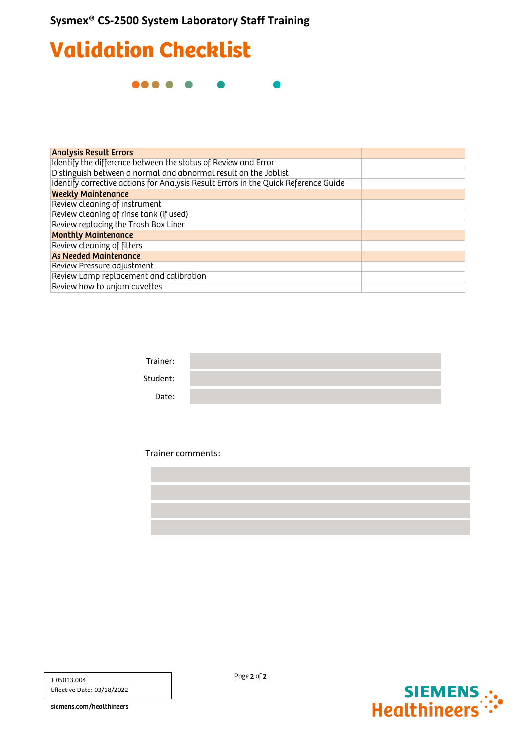**Sysmex® CS-2500 System Laboratory Staff Training**

# Validation Checklist

| | |
|---|---|
| **Analysis Result Errors** | |
| Identify the difference between the status of Review and Error | |
| Distinguish between a normal and abnormal result on the Joblist | |
| Identify corrective actions for Analysis Result Errors in the Quick Reference Guide | |
| **Weekly Maintenance** | |
| Review cleaning of instrument | |
| Review cleaning of rinse tank (if used) | |
| Review replacing the Trash Box Liner | |
| **Monthly Maintenance** | |
| Review cleaning of filters | |
| **As Needed Maintenance** | |
| Review Pressure adjustment | |
| Review Lamp replacement and calibration | |
| Review how to unjam cuvettes | |

Trainer:

Student:

Date:

Trainer comments:

T 05013.004
Effective Date: 03/18/2022

siemens.com/healthineers

SIEMENS Healthineers